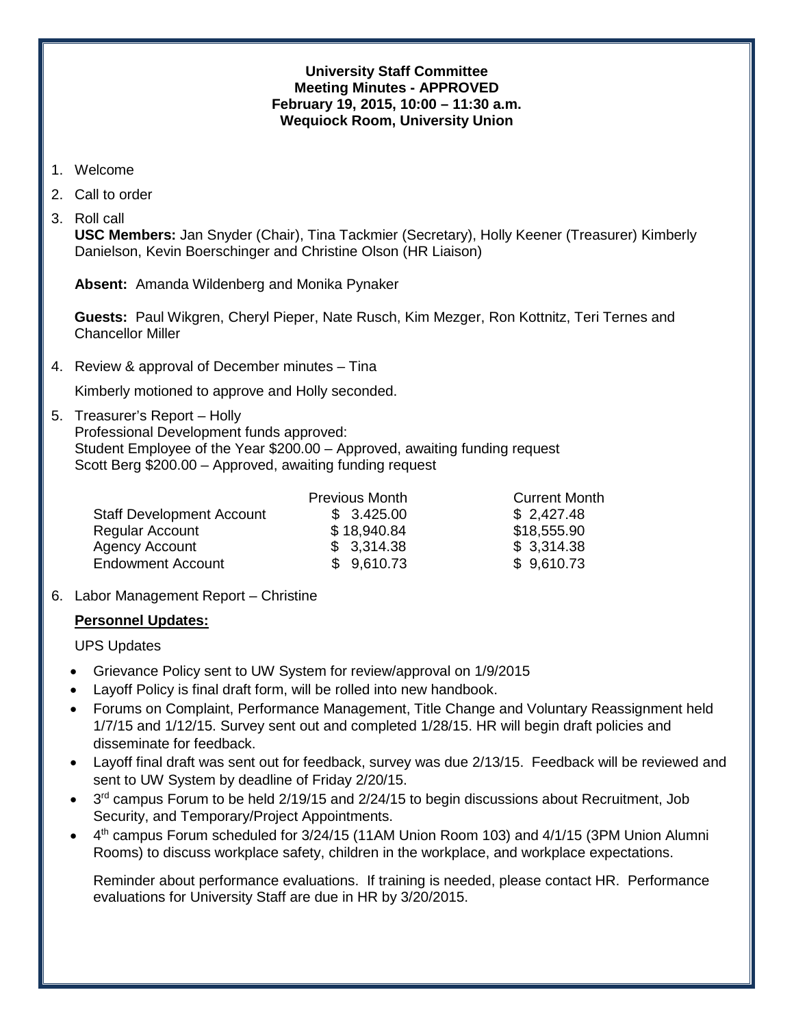**University Staff Committee**
**Meeting Minutes - APPROVED**
**February 19, 2015, 10:00 – 11:30 a.m.**
**Wequiock Room, University Union**

1. Welcome
2. Call to order
3. Roll call

   **USC Members:** Jan Snyder (Chair), Tina Tackmier (Secretary), Holly Keener (Treasurer) Kimberly Danielson, Kevin Boerschinger and Christine Olson (HR Liaison)

   **Absent:** Amanda Wildenberg and Monika Pynaker

   **Guests:** Paul Wikgren, Cheryl Pieper, Nate Rusch, Kim Mezger, Ron Kottnitz, Teri Ternes and Chancellor Miller

4. Review & approval of December minutes – Tina

   Kimberly motioned to approve and Holly seconded.

5. Treasurer's Report – Holly
   Professional Development funds approved:
   Student Employee of the Year $200.00 – Approved, awaiting funding request
   Scott Berg $200.00 – Approved, awaiting funding request

| | Previous Month | Current Month |
|---|---|---|
| Staff Development Account | $ 3.425.00 | $ 2,427.48 |
| Regular Account | $ 18,940.84 | $18,555.90 |
| Agency Account | $ 3,314.38 | $ 3,314.38 |
| Endowment Account | $ 9,610.73 | $ 9,610.73 |

6. Labor Management Report – Christine

   **Personnel Updates:**

   UPS Updates

   - Grievance Policy sent to UW System for review/approval on 1/9/2015
   - Layoff Policy is final draft form, will be rolled into new handbook.
   - Forums on Complaint, Performance Management, Title Change and Voluntary Reassignment held 1/7/15 and 1/12/15. Survey sent out and completed 1/28/15. HR will begin draft policies and disseminate for feedback.
   - Layoff final draft was sent out for feedback, survey was due 2/13/15. Feedback will be reviewed and sent to UW System by deadline of Friday 2/20/15.
   - 3rd campus Forum to be held 2/19/15 and 2/24/15 to begin discussions about Recruitment, Job Security, and Temporary/Project Appointments.
   - 4th campus Forum scheduled for 3/24/15 (11AM Union Room 103) and 4/1/15 (3PM Union Alumni Rooms) to discuss workplace safety, children in the workplace, and workplace expectations.

   Reminder about performance evaluations. If training is needed, please contact HR. Performance evaluations for University Staff are due in HR by 3/20/2015.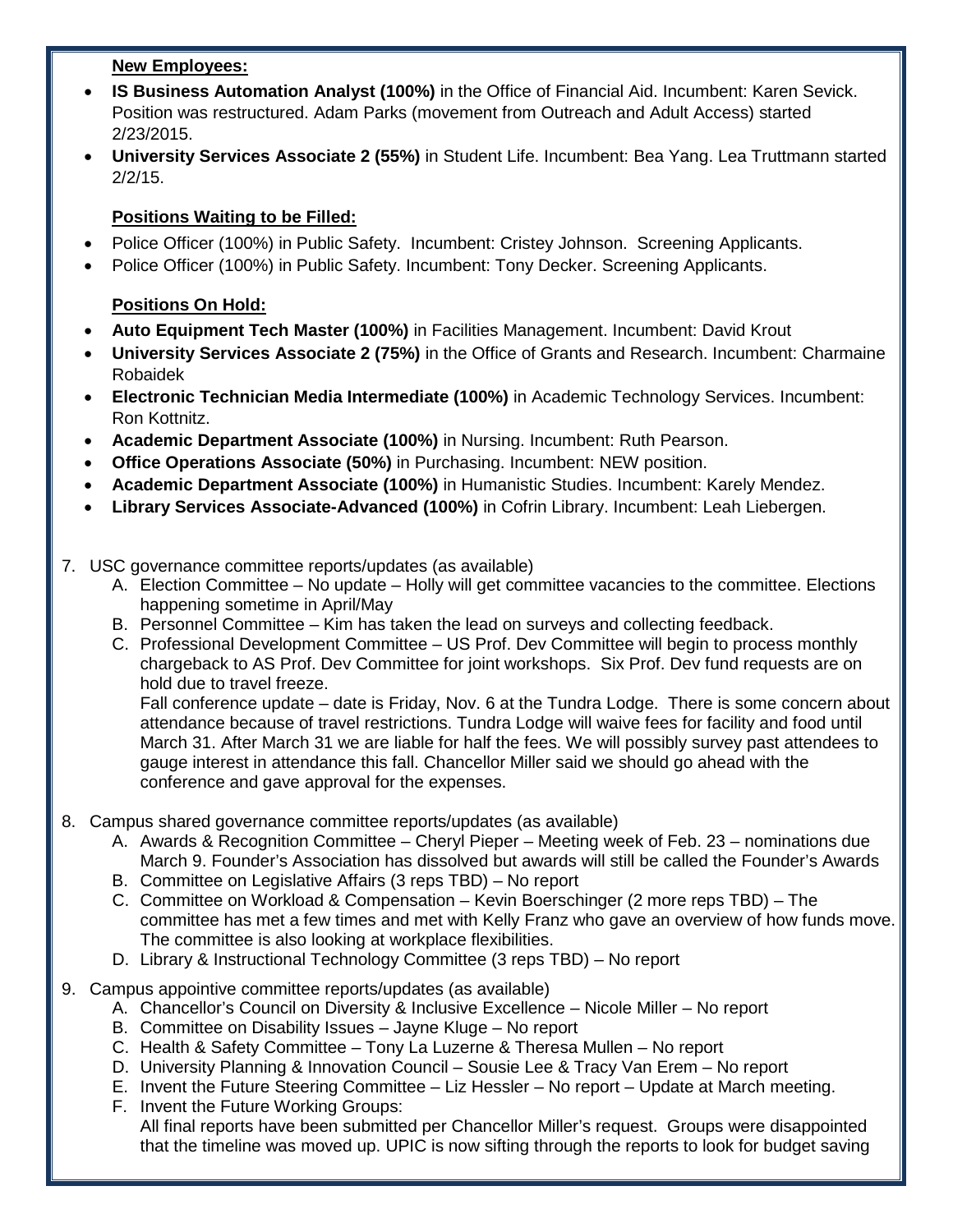**New Employees:**

- **IS Business Automation Analyst (100%)** in the Office of Financial Aid. Incumbent: Karen Sevick. Position was restructured. Adam Parks (movement from Outreach and Adult Access) started 2/23/2015.
- **University Services Associate 2 (55%)** in Student Life. Incumbent: Bea Yang. Lea Truttmann started 2/2/15.

**Positions Waiting to be Filled:**

- Police Officer (100%) in Public Safety. Incumbent: Cristey Johnson. Screening Applicants.
- Police Officer (100%) in Public Safety. Incumbent: Tony Decker. Screening Applicants.

**Positions On Hold:**

- **Auto Equipment Tech Master (100%)** in Facilities Management. Incumbent: David Krout
- **University Services Associate 2 (75%)** in the Office of Grants and Research. Incumbent: Charmaine Robaidek
- **Electronic Technician Media Intermediate (100%)** in Academic Technology Services. Incumbent: Ron Kottnitz.
- **Academic Department Associate (100%)** in Nursing. Incumbent: Ruth Pearson.
- **Office Operations Associate (50%)** in Purchasing. Incumbent: NEW position.
- **Academic Department Associate (100%)** in Humanistic Studies. Incumbent: Karely Mendez.
- **Library Services Associate-Advanced (100%)** in Cofrin Library. Incumbent: Leah Liebergen.

7. USC governance committee reports/updates (as available)
   A. Election Committee – No update – Holly will get committee vacancies to the committee. Elections happening sometime in April/May
   B. Personnel Committee – Kim has taken the lead on surveys and collecting feedback.
   C. Professional Development Committee – US Prof. Dev Committee will begin to process monthly chargeback to AS Prof. Dev Committee for joint workshops. Six Prof. Dev fund requests are on hold due to travel freeze.
   Fall conference update – date is Friday, Nov. 6 at the Tundra Lodge. There is some concern about attendance because of travel restrictions. Tundra Lodge will waive fees for facility and food until March 31. After March 31 we are liable for half the fees. We will possibly survey past attendees to gauge interest in attendance this fall. Chancellor Miller said we should go ahead with the conference and gave approval for the expenses.
8. Campus shared governance committee reports/updates (as available)
   A. Awards & Recognition Committee – Cheryl Pieper – Meeting week of Feb. 23 – nominations due March 9. Founder's Association has dissolved but awards will still be called the Founder's Awards
   B. Committee on Legislative Affairs (3 reps TBD) – No report
   C. Committee on Workload & Compensation – Kevin Boerschinger (2 more reps TBD) – The committee has met a few times and met with Kelly Franz who gave an overview of how funds move. The committee is also looking at workplace flexibilities.
   D. Library & Instructional Technology Committee (3 reps TBD) – No report
9. Campus appointive committee reports/updates (as available)
   A. Chancellor's Council on Diversity & Inclusive Excellence – Nicole Miller – No report
   B. Committee on Disability Issues – Jayne Kluge – No report
   C. Health & Safety Committee – Tony La Luzerne & Theresa Mullen – No report
   D. University Planning & Innovation Council – Sousie Lee & Tracy Van Erem – No report
   E. Invent the Future Steering Committee – Liz Hessler – No report – Update at March meeting.
   F. Invent the Future Working Groups:
   All final reports have been submitted per Chancellor Miller's request. Groups were disappointed that the timeline was moved up. UPIC is now sifting through the reports to look for budget saving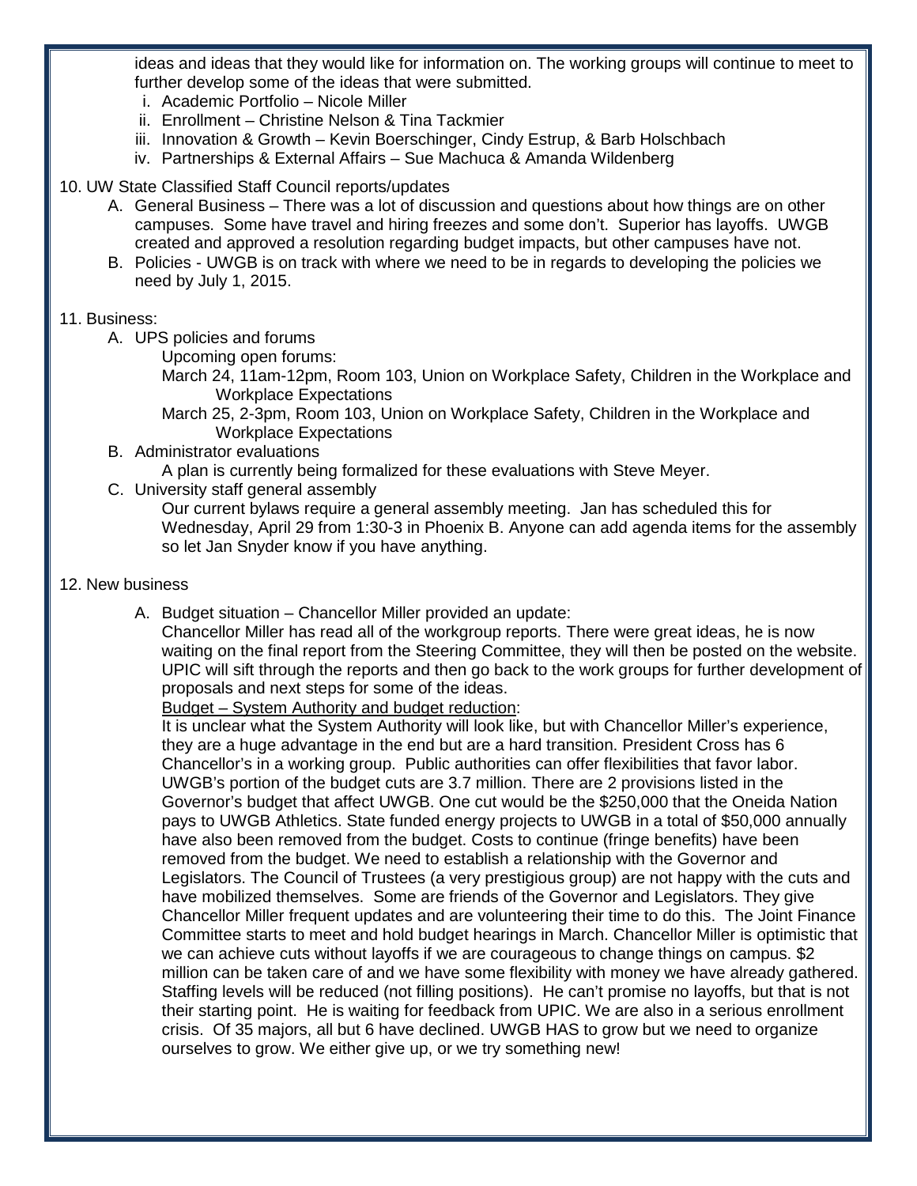ideas and ideas that they would like for information on. The working groups will continue to meet to further develop some of the ideas that were submitted.

   i. Academic Portfolio – Nicole Miller
   ii. Enrollment – Christine Nelson & Tina Tackmier
   iii. Innovation & Growth – Kevin Boerschinger, Cindy Estrup, & Barb Holschbach
   iv. Partnerships & External Affairs – Sue Machuca & Amanda Wildenberg

10. UW State Classified Staff Council reports/updates

   A. General Business – There was a lot of discussion and questions about how things are on other campuses. Some have travel and hiring freezes and some don't. Superior has layoffs. UWGB created and approved a resolution regarding budget impacts, but other campuses have not.
   B. Policies - UWGB is on track with where we need to be in regards to developing the policies we need by July 1, 2015.

11. Business:

   A. UPS policies and forums

      Upcoming open forums:

      March 24, 11am-12pm, Room 103, Union on Workplace Safety, Children in the Workplace and Workplace Expectations

      March 25, 2-3pm, Room 103, Union on Workplace Safety, Children in the Workplace and Workplace Expectations

   B. Administrator evaluations

      A plan is currently being formalized for these evaluations with Steve Meyer.

   C. University staff general assembly

      Our current bylaws require a general assembly meeting. Jan has scheduled this for Wednesday, April 29 from 1:30-3 in Phoenix B. Anyone can add agenda items for the assembly so let Jan Snyder know if you have anything.

12. New business

   A. Budget situation – Chancellor Miller provided an update:

      Chancellor Miller has read all of the workgroup reports. There were great ideas, he is now waiting on the final report from the Steering Committee, they will then be posted on the website. UPIC will sift through the reports and then go back to the work groups for further development of proposals and next steps for some of the ideas.

      <u>Budget – System Authority and budget reduction</u>:

      It is unclear what the System Authority will look like, but with Chancellor Miller's experience, they are a huge advantage in the end but are a hard transition. President Cross has 6 Chancellor's in a working group. Public authorities can offer flexibilities that favor labor. UWGB's portion of the budget cuts are 3.7 million. There are 2 provisions listed in the Governor's budget that affect UWGB. One cut would be the $250,000 that the Oneida Nation pays to UWGB Athletics. State funded energy projects to UWGB in a total of $50,000 annually have also been removed from the budget. Costs to continue (fringe benefits) have been removed from the budget. We need to establish a relationship with the Governor and Legislators. The Council of Trustees (a very prestigious group) are not happy with the cuts and have mobilized themselves. Some are friends of the Governor and Legislators. They give Chancellor Miller frequent updates and are volunteering their time to do this. The Joint Finance Committee starts to meet and hold budget hearings in March. Chancellor Miller is optimistic that we can achieve cuts without layoffs if we are courageous to change things on campus. $2 million can be taken care of and we have some flexibility with money we have already gathered. Staffing levels will be reduced (not filling positions). He can't promise no layoffs, but that is not their starting point. He is waiting for feedback from UPIC. We are also in a serious enrollment crisis. Of 35 majors, all but 6 have declined. UWGB HAS to grow but we need to organize ourselves to grow. We either give up, or we try something new!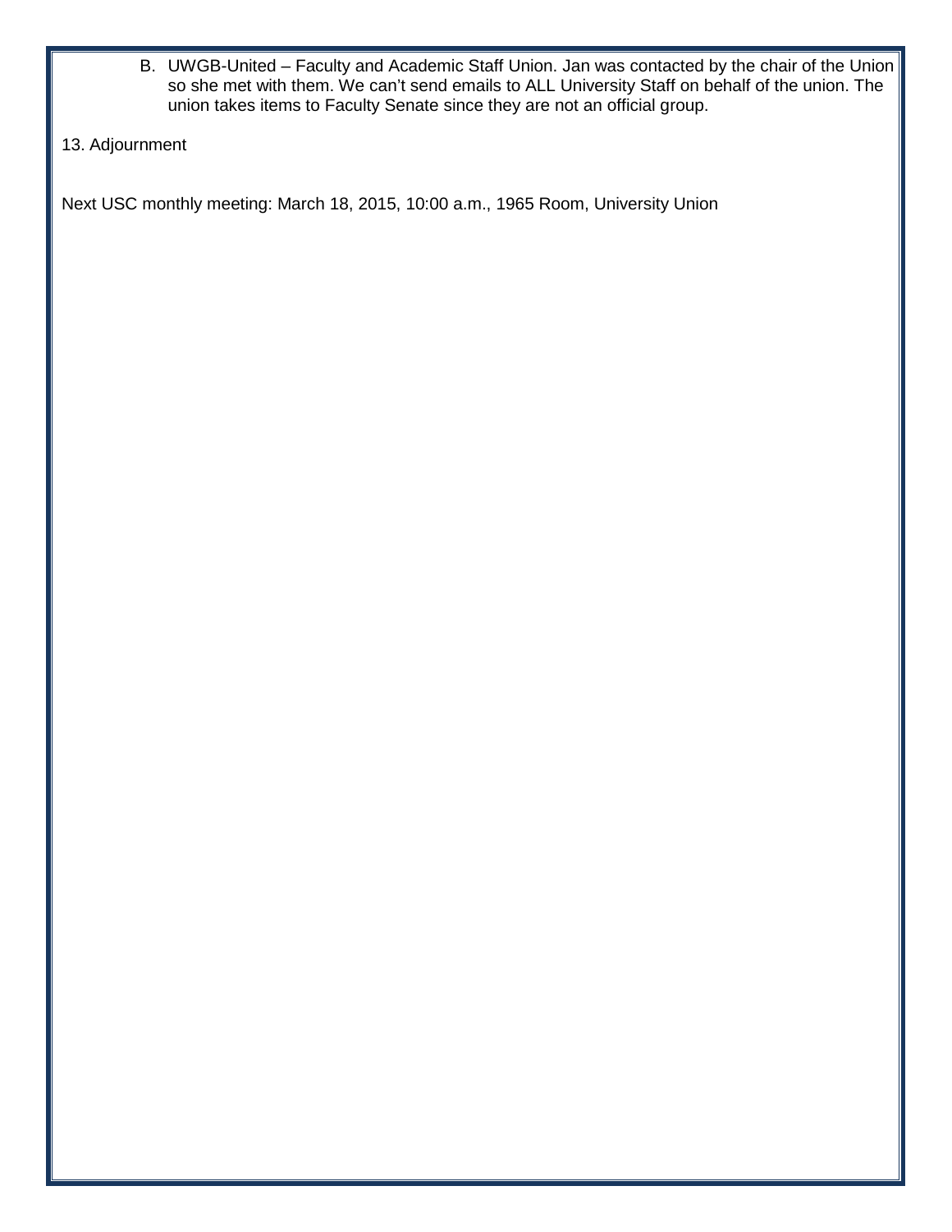B. UWGB-United – Faculty and Academic Staff Union. Jan was contacted by the chair of the Union so she met with them. We can't send emails to ALL University Staff on behalf of the union. The union takes items to Faculty Senate since they are not an official group.

13. Adjournment

Next USC monthly meeting: March 18, 2015, 10:00 a.m., 1965 Room, University Union